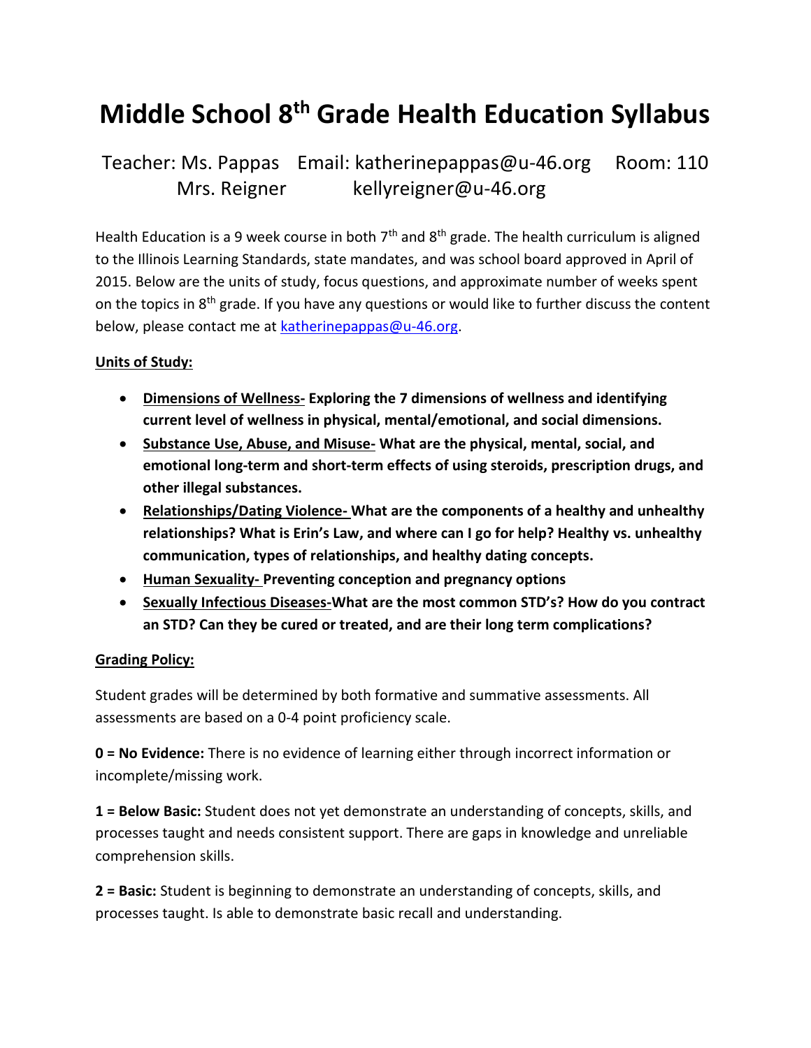# Middle School 8th Grade Health Education Syllabus

Teacher: Ms. Pappas    Email: katherinepappas@u-46.org    Room: 110
Mrs. Reigner    kellyreigner@u-46.org

Health Education is a 9 week course in both 7th and 8th grade. The health curriculum is aligned to the Illinois Learning Standards, state mandates, and was school board approved in April of 2015. Below are the units of study, focus questions, and approximate number of weeks spent on the topics in 8th grade. If you have any questions or would like to further discuss the content below, please contact me at katherinepappas@u-46.org.

**Units of Study:**

- **Dimensions of Wellness- Exploring the 7 dimensions of wellness and identifying current level of wellness in physical, mental/emotional, and social dimensions.**
- **Substance Use, Abuse, and Misuse- What are the physical, mental, social, and emotional long-term and short-term effects of using steroids, prescription drugs, and other illegal substances.**
- **Relationships/Dating Violence- What are the components of a healthy and unhealthy relationships? What is Erin's Law, and where can I go for help? Healthy vs. unhealthy communication, types of relationships, and healthy dating concepts.**
- **Human Sexuality- Preventing conception and pregnancy options**
- **Sexually Infectious Diseases-What are the most common STD's? How do you contract an STD? Can they be cured or treated, and are their long term complications?**

**Grading Policy:**

Student grades will be determined by both formative and summative assessments. All assessments are based on a 0-4 point proficiency scale.

**0 = No Evidence:** There is no evidence of learning either through incorrect information or incomplete/missing work.

**1 = Below Basic:** Student does not yet demonstrate an understanding of concepts, skills, and processes taught and needs consistent support. There are gaps in knowledge and unreliable comprehension skills.

**2 = Basic:** Student is beginning to demonstrate an understanding of concepts, skills, and processes taught. Is able to demonstrate basic recall and understanding.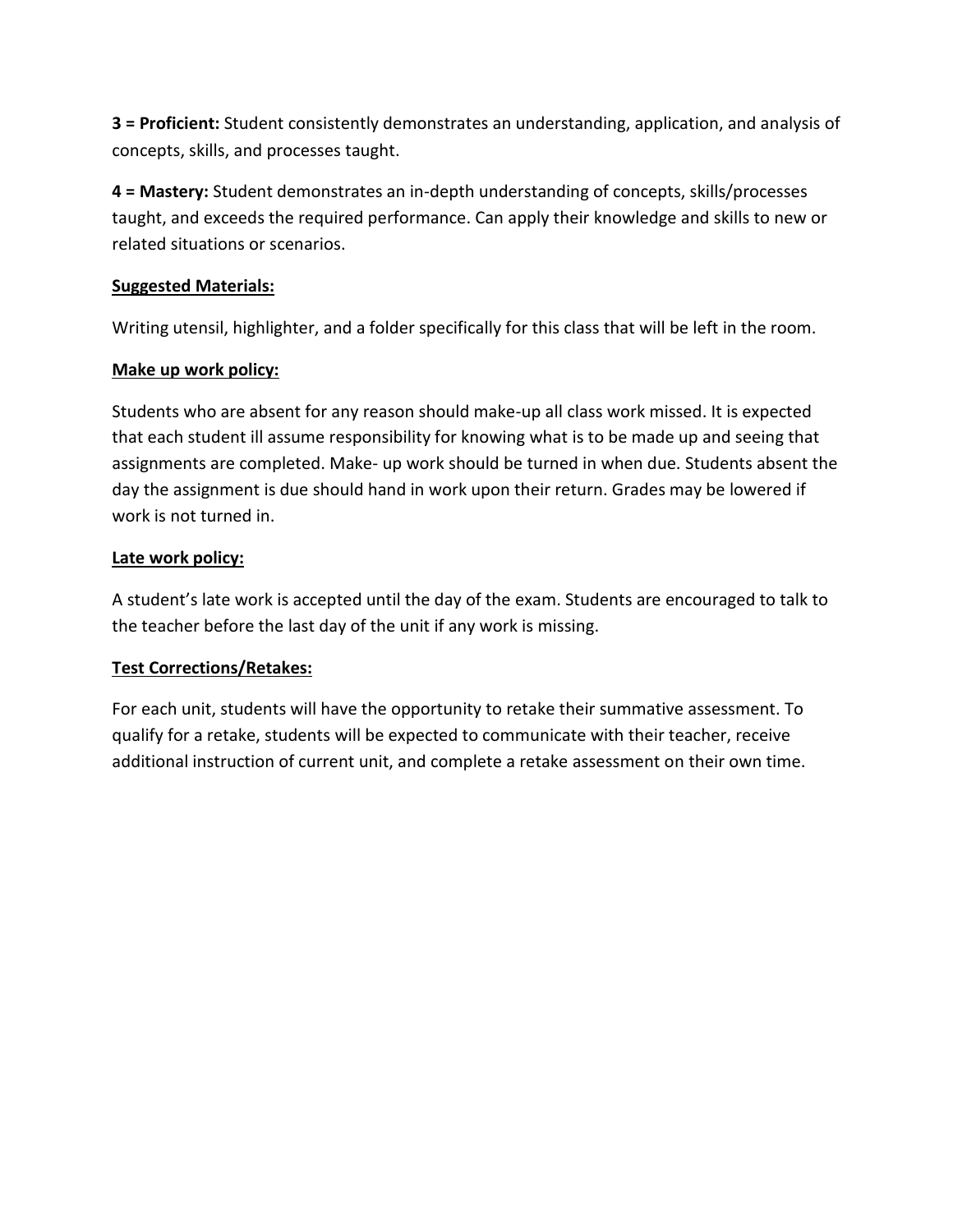**3 = Proficient:** Student consistently demonstrates an understanding, application, and analysis of concepts, skills, and processes taught.

**4 = Mastery:** Student demonstrates an in-depth understanding of concepts, skills/processes taught, and exceeds the required performance. Can apply their knowledge and skills to new or related situations or scenarios.

**Suggested Materials:**

Writing utensil, highlighter, and a folder specifically for this class that will be left in the room.

**Make up work policy:**

Students who are absent for any reason should make-up all class work missed. It is expected that each student ill assume responsibility for knowing what is to be made up and seeing that assignments are completed. Make- up work should be turned in when due. Students absent the day the assignment is due should hand in work upon their return. Grades may be lowered if work is not turned in.

**Late work policy:**

A student's late work is accepted until the day of the exam. Students are encouraged to talk to the teacher before the last day of the unit if any work is missing.

**Test Corrections/Retakes:**

For each unit, students will have the opportunity to retake their summative assessment. To qualify for a retake, students will be expected to communicate with their teacher, receive additional instruction of current unit, and complete a retake assessment on their own time.